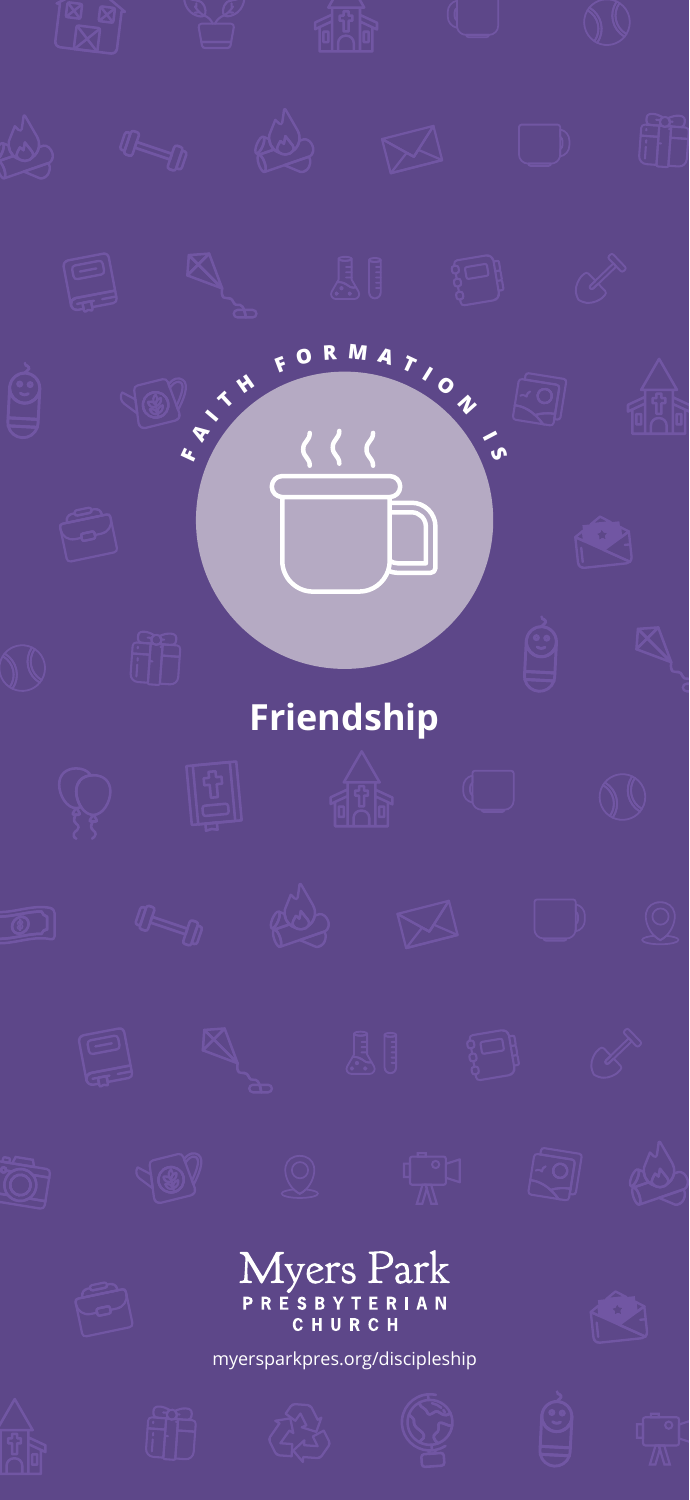FAITH FORMATION IS

# Friendship

Myers Park
PRESBYTERIAN
CHURCH

myersparkpres.org/discipleship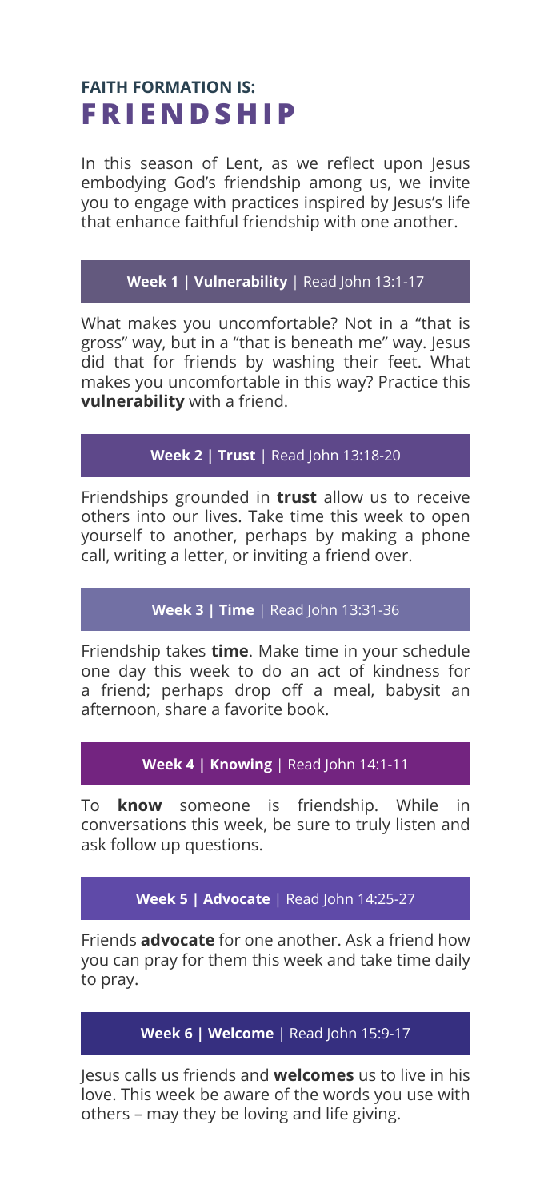## FAITH FORMATION IS:
# FRIENDSHIP

In this season of Lent, as we reflect upon Jesus embodying God's friendship among us, we invite you to engage with practices inspired by Jesus's life that enhance faithful friendship with one another.

### Week 1 | Vulnerability | Read John 13:1-17

What makes you uncomfortable? Not in a "that is gross" way, but in a "that is beneath me" way. Jesus did that for friends by washing their feet. What makes you uncomfortable in this way? Practice this **vulnerability** with a friend.

### Week 2 | Trust | Read John 13:18-20

Friendships grounded in **trust** allow us to receive others into our lives. Take time this week to open yourself to another, perhaps by making a phone call, writing a letter, or inviting a friend over.

### Week 3 | Time | Read John 13:31-36

Friendship takes **time**. Make time in your schedule one day this week to do an act of kindness for a friend; perhaps drop off a meal, babysit an afternoon, share a favorite book.

### Week 4 | Knowing | Read John 14:1-11

To **know** someone is friendship. While in conversations this week, be sure to truly listen and ask follow up questions.

### Week 5 | Advocate | Read John 14:25-27

Friends **advocate** for one another. Ask a friend how you can pray for them this week and take time daily to pray.

### Week 6 | Welcome | Read John 15:9-17

Jesus calls us friends and **welcomes** us to live in his love. This week be aware of the words you use with others – may they be loving and life giving.